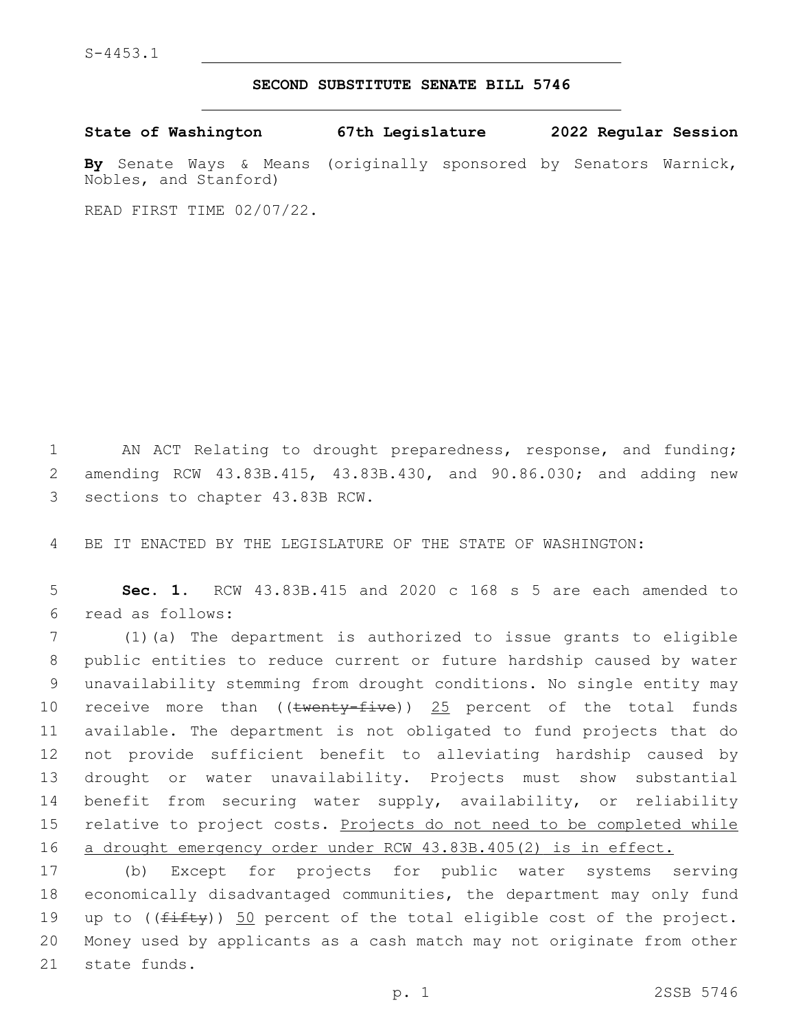S-4453.1

# SECOND SUBSTITUTE SENATE BILL 5746

**State of Washington 67th Legislature 2022 Regular Session**

**By** Senate Ways & Means (originally sponsored by Senators Warnick, Nobles, and Stanford)

READ FIRST TIME 02/07/22.

AN ACT Relating to drought preparedness, response, and funding; amending RCW 43.83B.415, 43.83B.430, and 90.86.030; and adding new sections to chapter 43.83B RCW.

BE IT ENACTED BY THE LEGISLATURE OF THE STATE OF WASHINGTON:

**Sec. 1.** RCW 43.83B.415 and 2020 c 168 s 5 are each amended to read as follows:

(1)(a) The department is authorized to issue grants to eligible public entities to reduce current or future hardship caused by water unavailability stemming from drought conditions. No single entity may receive more than ((~~twenty-five~~)) <u>25</u> percent of the total funds available. The department is not obligated to fund projects that do not provide sufficient benefit to alleviating hardship caused by drought or water unavailability. Projects must show substantial benefit from securing water supply, availability, or reliability relative to project costs. <u>Projects do not need to be completed while a drought emergency order under RCW 43.83B.405(2) is in effect.</u>

(b) Except for projects for public water systems serving economically disadvantaged communities, the department may only fund up to ((~~fifty~~)) <u>50</u> percent of the total eligible cost of the project. Money used by applicants as a cash match may not originate from other state funds.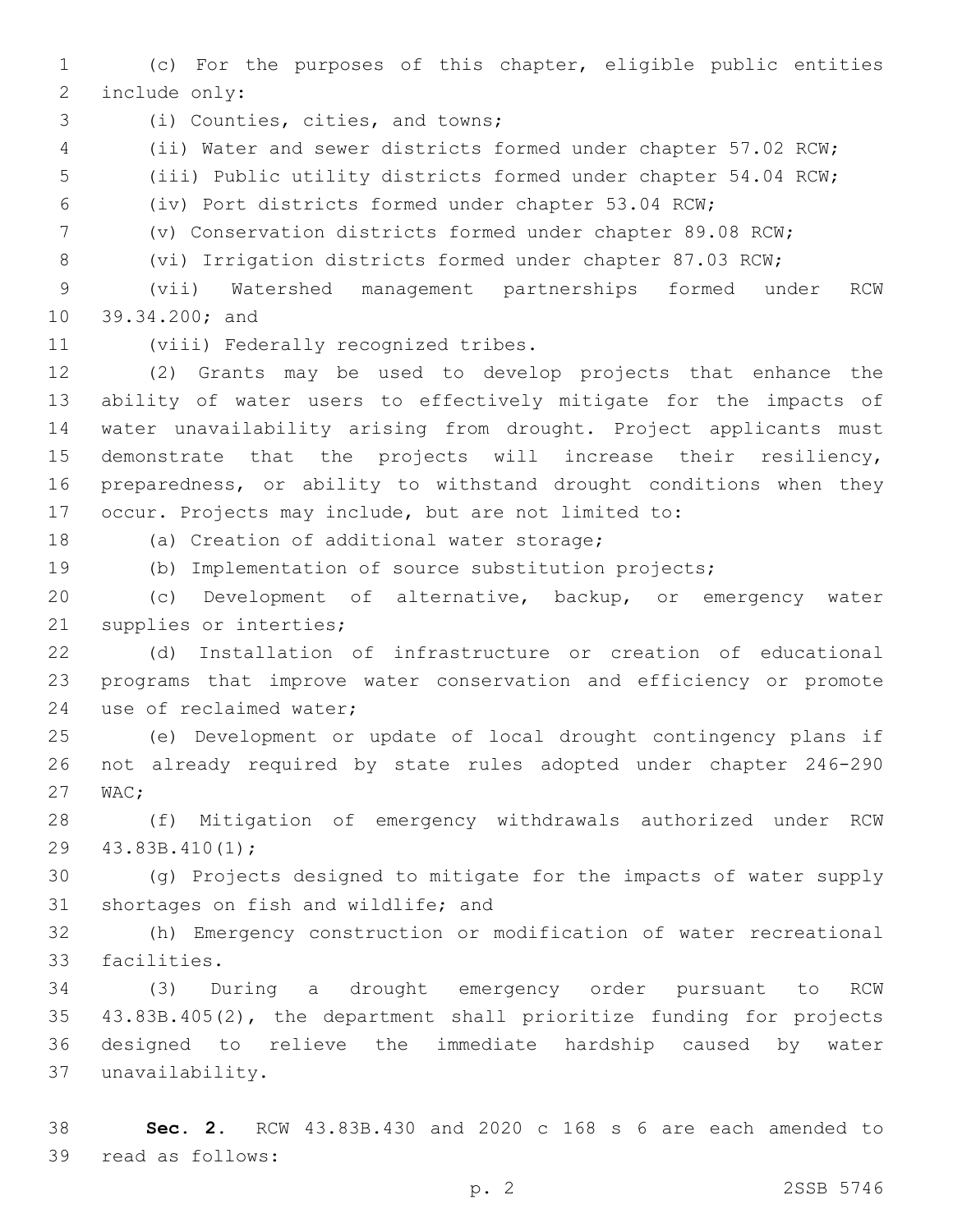(c) For the purposes of this chapter, eligible public entities include only:

(i) Counties, cities, and towns;

(ii) Water and sewer districts formed under chapter 57.02 RCW;

(iii) Public utility districts formed under chapter 54.04 RCW;

(iv) Port districts formed under chapter 53.04 RCW;

(v) Conservation districts formed under chapter 89.08 RCW;

(vi) Irrigation districts formed under chapter 87.03 RCW;

(vii) Watershed management partnerships formed under RCW 39.34.200; and

(viii) Federally recognized tribes.

(2) Grants may be used to develop projects that enhance the ability of water users to effectively mitigate for the impacts of water unavailability arising from drought. Project applicants must demonstrate that the projects will increase their resiliency, preparedness, or ability to withstand drought conditions when they occur. Projects may include, but are not limited to:

(a) Creation of additional water storage;

(b) Implementation of source substitution projects;

(c) Development of alternative, backup, or emergency water supplies or interties;

(d) Installation of infrastructure or creation of educational programs that improve water conservation and efficiency or promote use of reclaimed water;

(e) Development or update of local drought contingency plans if not already required by state rules adopted under chapter 246-290 WAC;

(f) Mitigation of emergency withdrawals authorized under RCW 43.83B.410(1);

(g) Projects designed to mitigate for the impacts of water supply shortages on fish and wildlife; and

(h) Emergency construction or modification of water recreational facilities.

(3) During a drought emergency order pursuant to RCW 43.83B.405(2), the department shall prioritize funding for projects designed to relieve the immediate hardship caused by water unavailability.

**Sec. 2.** RCW 43.83B.430 and 2020 c 168 s 6 are each amended to read as follows: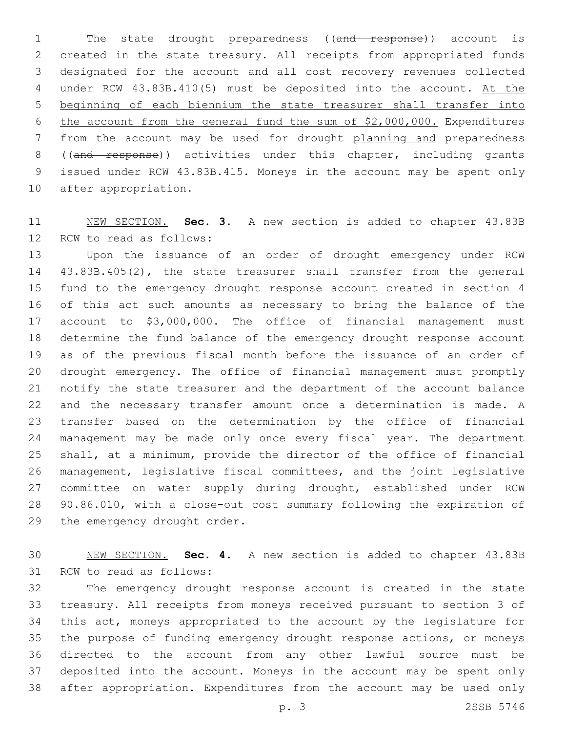The state drought preparedness ((~~and response~~)) account is created in the state treasury. All receipts from appropriated funds designated for the account and all cost recovery revenues collected under RCW 43.83B.410(5) must be deposited into the account. <u>At the beginning of each biennium the state treasurer shall transfer into the account from the general fund the sum of $2,000,000.</u> Expenditures from the account may be used for drought <u>planning and</u> preparedness ((~~and response~~)) activities under this chapter, including grants issued under RCW 43.83B.415. Moneys in the account may be spent only after appropriation.

<u>NEW SECTION.</u> **Sec. 3.** A new section is added to chapter 43.83B RCW to read as follows:

Upon the issuance of an order of drought emergency under RCW 43.83B.405(2), the state treasurer shall transfer from the general fund to the emergency drought response account created in section 4 of this act such amounts as necessary to bring the balance of the account to $3,000,000. The office of financial management must determine the fund balance of the emergency drought response account as of the previous fiscal month before the issuance of an order of drought emergency. The office of financial management must promptly notify the state treasurer and the department of the account balance and the necessary transfer amount once a determination is made. A transfer based on the determination by the office of financial management may be made only once every fiscal year. The department shall, at a minimum, provide the director of the office of financial management, legislative fiscal committees, and the joint legislative committee on water supply during drought, established under RCW 90.86.010, with a close-out cost summary following the expiration of the emergency drought order.

<u>NEW SECTION.</u> **Sec. 4.** A new section is added to chapter 43.83B RCW to read as follows:

The emergency drought response account is created in the state treasury. All receipts from moneys received pursuant to section 3 of this act, moneys appropriated to the account by the legislature for the purpose of funding emergency drought response actions, or moneys directed to the account from any other lawful source must be deposited into the account. Moneys in the account may be spent only after appropriation. Expenditures from the account may be used only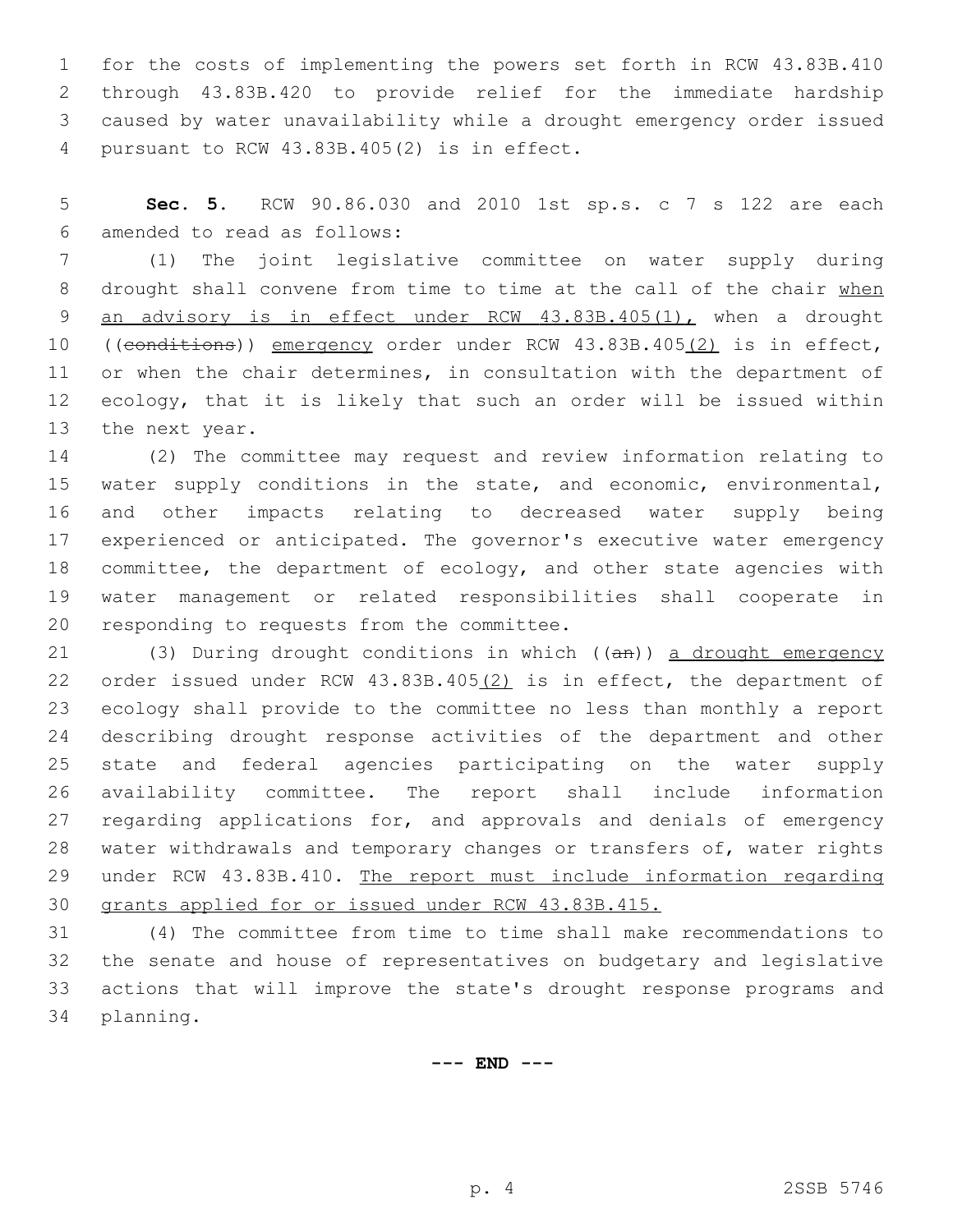for the costs of implementing the powers set forth in RCW 43.83B.410 through 43.83B.420 to provide relief for the immediate hardship caused by water unavailability while a drought emergency order issued pursuant to RCW 43.83B.405(2) is in effect.

**Sec. 5.** RCW 90.86.030 and 2010 1st sp.s. c 7 s 122 are each amended to read as follows:

(1) The joint legislative committee on water supply during drought shall convene from time to time at the call of the chair when an advisory is in effect under RCW 43.83B.405(1), when a drought ((~~conditions~~)) emergency order under RCW 43.83B.405(2) is in effect, or when the chair determines, in consultation with the department of ecology, that it is likely that such an order will be issued within the next year.

(2) The committee may request and review information relating to water supply conditions in the state, and economic, environmental, and other impacts relating to decreased water supply being experienced or anticipated. The governor's executive water emergency committee, the department of ecology, and other state agencies with water management or related responsibilities shall cooperate in responding to requests from the committee.

(3) During drought conditions in which ((~~an~~)) a drought emergency order issued under RCW 43.83B.405(2) is in effect, the department of ecology shall provide to the committee no less than monthly a report describing drought response activities of the department and other state and federal agencies participating on the water supply availability committee. The report shall include information regarding applications for, and approvals and denials of emergency water withdrawals and temporary changes or transfers of, water rights under RCW 43.83B.410. The report must include information regarding grants applied for or issued under RCW 43.83B.415.

(4) The committee from time to time shall make recommendations to the senate and house of representatives on budgetary and legislative actions that will improve the state's drought response programs and planning.

**--- END ---**